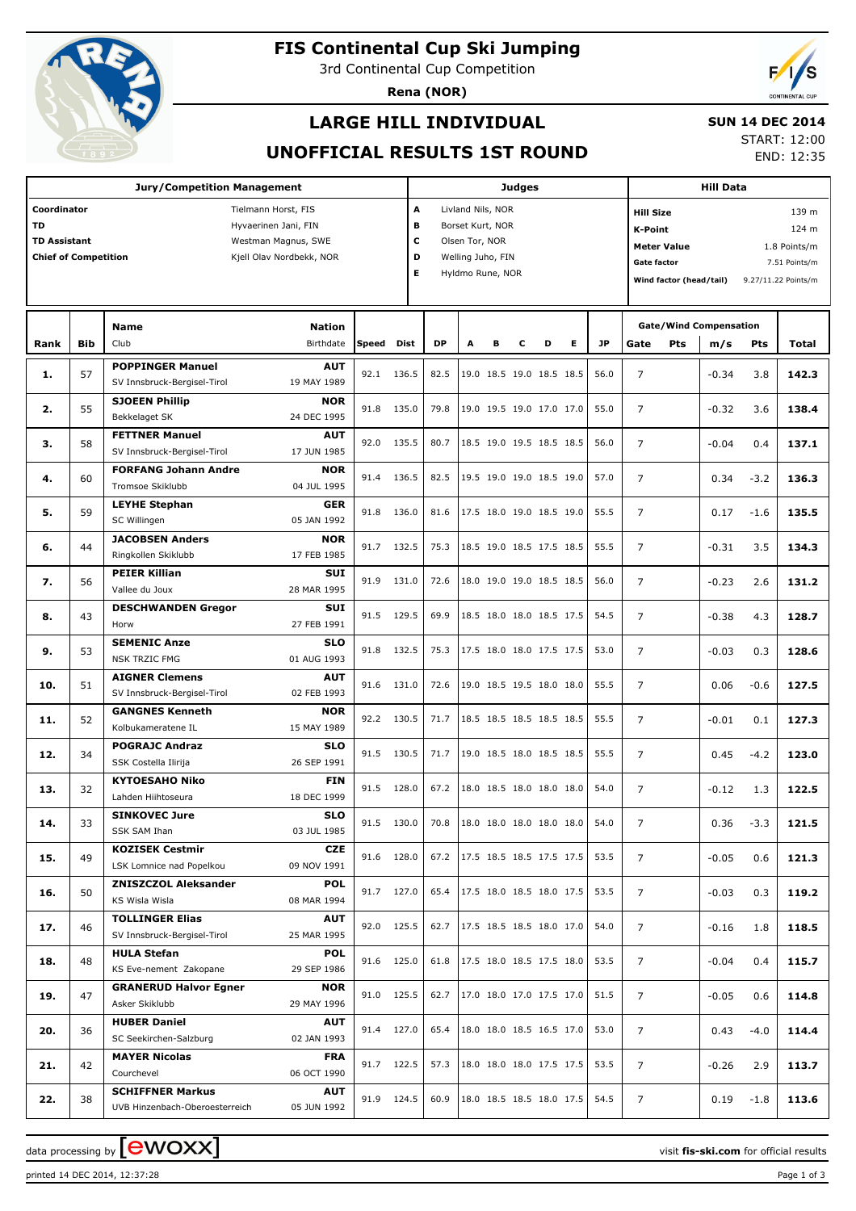# FIS Continental Cup Ski Jumping

3rd Continental Cup Competition

**Rena (NOR)**

## LARGE HILL INDIVIDUAL

## UNOFFICIAL RESULTS 1ST ROUND

**SUN 14 DEC 2014**

START: 12:00

END: 12:35

| Jury/Competition Management | | Judges | | Hill Data | |
|---|---|---|---|---|---|
| **Coordinator** | Tielmann Horst, FIS | **A** | Livland Nils, NOR | **Hill Size** | 139 m |
| **TD** | Hyvaerinen Jani, FIN | **B** | Borset Kurt, NOR | **K-Point** | 124 m |
| **TD Assistant** | Westman Magnus, SWE | **C** | Olsen Tor, NOR | **Meter Value** | 1.8 Points/m |
| **Chief of Competition** | Kjell Olav Nordbekk, NOR | **D** | Welling Juho, FIN | **Gate factor** | 7.51 Points/m |
| | | **E** | Hyldmo Rune, NOR | **Wind factor (head/tail)** | 9.27/11.22 Points/m |

| Rank | Bib | Name / Club | Nation / Birthdate | Speed | Dist | DP | A | B | C | D | E | JP | Gate | Pts | m/s | Pts | Total |
|---|---|---|---|---|---|---|---|---|---|---|---|---|---|---|---|---|---|
| **1.** | 57 | **POPPINGER Manuel**<br>SV Innsbruck-Bergisel-Tirol | **AUT**<br>19 MAY 1989 | 92.1 | 136.5 | 82.5 | 19.0 | 18.5 | 19.0 | 18.5 | 18.5 | 56.0 | 7 | | -0.34 | 3.8 | **142.3** |
| **2.** | 55 | **SJOEEN Phillip**<br>Bekkelaget SK | **NOR**<br>24 DEC 1995 | 91.8 | 135.0 | 79.8 | 19.0 | 19.5 | 19.0 | 17.0 | 17.0 | 55.0 | 7 | | -0.32 | 3.6 | **138.4** |
| **3.** | 58 | **FETTNER Manuel**<br>SV Innsbruck-Bergisel-Tirol | **AUT**<br>17 JUN 1985 | 92.0 | 135.5 | 80.7 | 18.5 | 19.0 | 19.5 | 18.5 | 18.5 | 56.0 | 7 | | -0.04 | 0.4 | **137.1** |
| **4.** | 60 | **FORFANG Johann Andre**<br>Tromsoe Skiklubb | **NOR**<br>04 JUL 1995 | 91.4 | 136.5 | 82.5 | 19.5 | 19.0 | 19.0 | 18.5 | 19.0 | 57.0 | 7 | | 0.34 | -3.2 | **136.3** |
| **5.** | 59 | **LEYHE Stephan**<br>SC Willingen | **GER**<br>05 JAN 1992 | 91.8 | 136.0 | 81.6 | 17.5 | 18.0 | 19.0 | 18.5 | 19.0 | 55.5 | 7 | | 0.17 | -1.6 | **135.5** |
| **6.** | 44 | **JACOBSEN Anders**<br>Ringkollen Skiklubb | **NOR**<br>17 FEB 1985 | 91.7 | 132.5 | 75.3 | 18.5 | 19.0 | 18.5 | 17.5 | 18.5 | 55.5 | 7 | | -0.31 | 3.5 | **134.3** |
| **7.** | 56 | **PEIER Killian**<br>Vallee du Joux | **SUI**<br>28 MAR 1995 | 91.9 | 131.0 | 72.6 | 18.0 | 19.0 | 19.0 | 18.5 | 18.5 | 56.0 | 7 | | -0.23 | 2.6 | **131.2** |
| **8.** | 43 | **DESCHWANDEN Gregor**<br>Horw | **SUI**<br>27 FEB 1991 | 91.5 | 129.5 | 69.9 | 18.5 | 18.0 | 18.0 | 18.5 | 17.5 | 54.5 | 7 | | -0.38 | 4.3 | **128.7** |
| **9.** | 53 | **SEMENIC Anze**<br>NSK TRZIC FMG | **SLO**<br>01 AUG 1993 | 91.8 | 132.5 | 75.3 | 17.5 | 18.0 | 18.0 | 17.5 | 17.5 | 53.0 | 7 | | -0.03 | 0.3 | **128.6** |
| **10.** | 51 | **AIGNER Clemens**<br>SV Innsbruck-Bergisel-Tirol | **AUT**<br>02 FEB 1993 | 91.6 | 131.0 | 72.6 | 19.0 | 18.5 | 19.5 | 18.0 | 18.0 | 55.5 | 7 | | 0.06 | -0.6 | **127.5** |
| **11.** | 52 | **GANGNES Kenneth**<br>Kolbukameratene IL | **NOR**<br>15 MAY 1989 | 92.2 | 130.5 | 71.7 | 18.5 | 18.5 | 18.5 | 18.5 | 18.5 | 55.5 | 7 | | -0.01 | 0.1 | **127.3** |
| **12.** | 34 | **POGRAJC Andraz**<br>SSK Costella Ilirija | **SLO**<br>26 SEP 1991 | 91.5 | 130.5 | 71.7 | 19.0 | 18.5 | 18.0 | 18.5 | 18.5 | 55.5 | 7 | | 0.45 | -4.2 | **123.0** |
| **13.** | 32 | **KYTOESAHO Niko**<br>Lahden Hiihtoseura | **FIN**<br>18 DEC 1999 | 91.5 | 128.0 | 67.2 | 18.0 | 18.5 | 18.0 | 18.0 | 18.0 | 54.0 | 7 | | -0.12 | 1.3 | **122.5** |
| **14.** | 33 | **SINKOVEC Jure**<br>SSK SAM Ihan | **SLO**<br>03 JUL 1985 | 91.5 | 130.0 | 70.8 | 18.0 | 18.0 | 18.0 | 18.0 | 18.0 | 54.0 | 7 | | 0.36 | -3.3 | **121.5** |
| **15.** | 49 | **KOZISEK Cestmir**<br>LSK Lomnice nad Popelkou | **CZE**<br>09 NOV 1991 | 91.6 | 128.0 | 67.2 | 17.5 | 18.5 | 18.5 | 17.5 | 17.5 | 53.5 | 7 | | -0.05 | 0.6 | **121.3** |
| **16.** | 50 | **ZNISZCZOL Aleksander**<br>KS Wisla Wisla | **POL**<br>08 MAR 1994 | 91.7 | 127.0 | 65.4 | 17.5 | 18.0 | 18.5 | 18.0 | 17.5 | 53.5 | 7 | | -0.03 | 0.3 | **119.2** |
| **17.** | 46 | **TOLLINGER Elias**<br>SV Innsbruck-Bergisel-Tirol | **AUT**<br>25 MAR 1995 | 92.0 | 125.5 | 62.7 | 17.5 | 18.5 | 18.5 | 18.0 | 17.0 | 54.0 | 7 | | -0.16 | 1.8 | **118.5** |
| **18.** | 48 | **HULA Stefan**<br>KS Eve-nement Zakopane | **POL**<br>29 SEP 1986 | 91.6 | 125.0 | 61.8 | 17.5 | 18.0 | 18.5 | 17.5 | 18.0 | 53.5 | 7 | | -0.04 | 0.4 | **115.7** |
| **19.** | 47 | **GRANERUD Halvor Egner**<br>Asker Skiklubb | **NOR**<br>29 MAY 1996 | 91.0 | 125.5 | 62.7 | 17.0 | 18.0 | 17.0 | 17.5 | 17.0 | 51.5 | 7 | | -0.05 | 0.6 | **114.8** |
| **20.** | 36 | **HUBER Daniel**<br>SC Seekirchen-Salzburg | **AUT**<br>02 JAN 1993 | 91.4 | 127.0 | 65.4 | 18.0 | 18.0 | 18.5 | 16.5 | 17.0 | 53.0 | 7 | | 0.43 | -4.0 | **114.4** |
| **21.** | 42 | **MAYER Nicolas**<br>Courchevel | **FRA**<br>06 OCT 1990 | 91.7 | 122.5 | 57.3 | 18.0 | 18.0 | 18.0 | 17.5 | 17.5 | 53.5 | 7 | | -0.26 | 2.9 | **113.7** |
| **22.** | 38 | **SCHIFFNER Markus**<br>UVB Hinzenbach-Oberoesterreich | **AUT**<br>05 JUN 1992 | 91.9 | 124.5 | 60.9 | 18.0 | 18.5 | 18.5 | 18.0 | 17.5 | 54.5 | 7 | | 0.19 | -1.8 | **113.6** |

data processing by ewoxx — visit **fis-ski.com** for official results

printed 14 DEC 2014, 12:37:28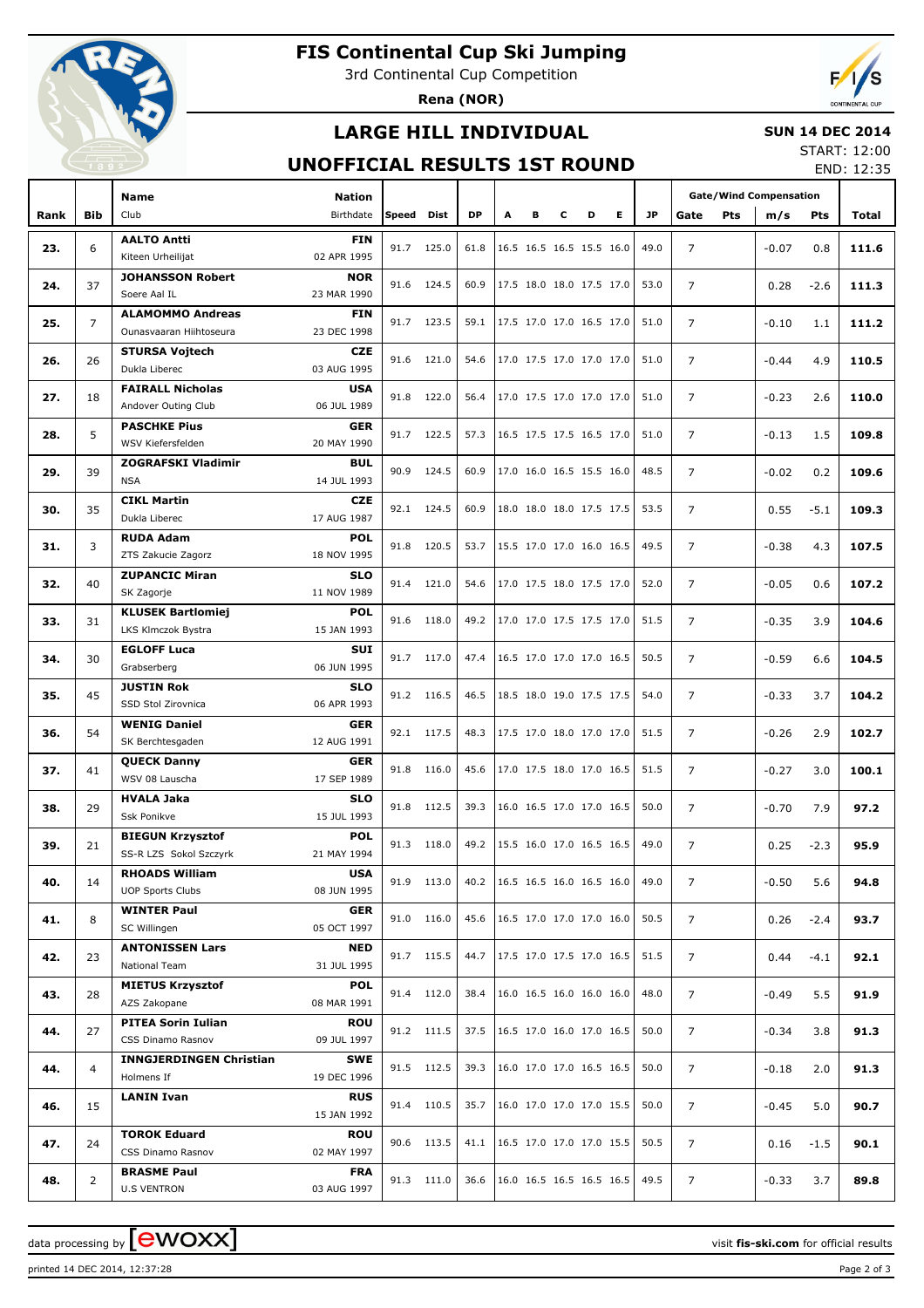# FIS Continental Cup Ski Jumping

3rd Continental Cup Competition

**Rena (NOR)**

## LARGE HILL INDIVIDUAL

**SUN 14 DEC 2014**

START: 12:00

END: 12:35

## UNOFFICIAL RESULTS 1ST ROUND

| Rank | Bib | Name / Club | Nation / Birthdate | Speed | Dist | DP | A | B | C | D | E | JP | Gate | Pts | m/s | Pts | Total |
|---|---|---|---|---|---|---|---|---|---|---|---|---|---|---|---|---|---|
| 23. | 6 | **AALTO Antti** Kiteen Urheilijat | **FIN** 02 APR 1995 | 91.7 | 125.0 | 61.8 | 16.5 | 16.5 | 16.5 | 15.5 | 16.0 | 49.0 | 7 | | -0.07 | 0.8 | **111.6** |
| 24. | 37 | **JOHANSSON Robert** Soere Aal IL | **NOR** 23 MAR 1990 | 91.6 | 124.5 | 60.9 | 17.5 | 18.0 | 18.0 | 17.5 | 17.0 | 53.0 | 7 | | 0.28 | -2.6 | **111.3** |
| 25. | 7 | **ALAMOMMO Andreas** Ounasvaaran Hiihtoseura | **FIN** 23 DEC 1998 | 91.7 | 123.5 | 59.1 | 17.5 | 17.0 | 17.0 | 16.5 | 17.0 | 51.0 | 7 | | -0.10 | 1.1 | **111.2** |
| 26. | 26 | **STURSA Vojtech** Dukla Liberec | **CZE** 03 AUG 1995 | 91.6 | 121.0 | 54.6 | 17.0 | 17.5 | 17.0 | 17.0 | 17.0 | 51.0 | 7 | | -0.44 | 4.9 | **110.5** |
| 27. | 18 | **FAIRALL Nicholas** Andover Outing Club | **USA** 06 JUL 1989 | 91.8 | 122.0 | 56.4 | 17.0 | 17.5 | 17.0 | 17.0 | 17.0 | 51.0 | 7 | | -0.23 | 2.6 | **110.0** |
| 28. | 5 | **PASCHKE Pius** WSV Kiefersfelden | **GER** 20 MAY 1990 | 91.7 | 122.5 | 57.3 | 16.5 | 17.5 | 17.5 | 16.5 | 17.0 | 51.0 | 7 | | -0.13 | 1.5 | **109.8** |
| 29. | 39 | **ZOGRAFSKI Vladimir** NSA | **BUL** 14 JUL 1993 | 90.9 | 124.5 | 60.9 | 17.0 | 16.0 | 16.5 | 15.5 | 16.0 | 48.5 | 7 | | -0.02 | 0.2 | **109.6** |
| 30. | 35 | **CIKL Martin** Dukla Liberec | **CZE** 17 AUG 1987 | 92.1 | 124.5 | 60.9 | 18.0 | 18.0 | 18.0 | 17.5 | 17.5 | 53.5 | 7 | | 0.55 | -5.1 | **109.3** |
| 31. | 3 | **RUDA Adam** ZTS Zakucie Zagorz | **POL** 18 NOV 1995 | 91.8 | 120.5 | 53.7 | 15.5 | 17.0 | 17.0 | 16.0 | 16.5 | 49.5 | 7 | | -0.38 | 4.3 | **107.5** |
| 32. | 40 | **ZUPANCIC Miran** SK Zagorje | **SLO** 11 NOV 1989 | 91.4 | 121.0 | 54.6 | 17.0 | 17.5 | 18.0 | 17.5 | 17.0 | 52.0 | 7 | | -0.05 | 0.6 | **107.2** |
| 33. | 31 | **KLUSEK Bartlomiej** LKS Klmczok Bystra | **POL** 15 JAN 1993 | 91.6 | 118.0 | 49.2 | 17.0 | 17.0 | 17.5 | 17.5 | 17.0 | 51.5 | 7 | | -0.35 | 3.9 | **104.6** |
| 34. | 30 | **EGLOFF Luca** Grabserberg | **SUI** 06 JUN 1995 | 91.7 | 117.0 | 47.4 | 16.5 | 17.0 | 17.0 | 17.0 | 16.5 | 50.5 | 7 | | -0.59 | 6.6 | **104.5** |
| 35. | 45 | **JUSTIN Rok** SSD Stol Zirovnica | **SLO** 06 APR 1993 | 91.2 | 116.5 | 46.5 | 18.5 | 18.0 | 19.0 | 17.5 | 17.5 | 54.0 | 7 | | -0.33 | 3.7 | **104.2** |
| 36. | 54 | **WENIG Daniel** SK Berchtesgaden | **GER** 12 AUG 1991 | 92.1 | 117.5 | 48.3 | 17.5 | 17.0 | 18.0 | 17.0 | 17.0 | 51.5 | 7 | | -0.26 | 2.9 | **102.7** |
| 37. | 41 | **QUECK Danny** WSV 08 Lauscha | **GER** 17 SEP 1989 | 91.8 | 116.0 | 45.6 | 17.0 | 17.5 | 18.0 | 17.0 | 16.5 | 51.5 | 7 | | -0.27 | 3.0 | **100.1** |
| 38. | 29 | **HVALA Jaka** Ssk Ponikve | **SLO** 15 JUL 1993 | 91.8 | 112.5 | 39.3 | 16.0 | 16.5 | 17.0 | 17.0 | 16.5 | 50.0 | 7 | | -0.70 | 7.9 | **97.2** |
| 39. | 21 | **BIEGUN Krzysztof** SS-R LZS Sokol Szczyrk | **POL** 21 MAY 1994 | 91.3 | 118.0 | 49.2 | 15.5 | 16.0 | 17.0 | 16.5 | 16.5 | 49.0 | 7 | | 0.25 | -2.3 | **95.9** |
| 40. | 14 | **RHOADS William** UOP Sports Clubs | **USA** 08 JUN 1995 | 91.9 | 113.0 | 40.2 | 16.5 | 16.5 | 16.0 | 16.5 | 16.0 | 49.0 | 7 | | -0.50 | 5.6 | **94.8** |
| 41. | 8 | **WINTER Paul** SC Willingen | **GER** 05 OCT 1997 | 91.0 | 116.0 | 45.6 | 16.5 | 17.0 | 17.0 | 17.0 | 16.0 | 50.5 | 7 | | 0.26 | -2.4 | **93.7** |
| 42. | 23 | **ANTONISSEN Lars** National Team | **NED** 31 JUL 1995 | 91.7 | 115.5 | 44.7 | 17.5 | 17.0 | 17.5 | 17.0 | 16.5 | 51.5 | 7 | | 0.44 | -4.1 | **92.1** |
| 43. | 28 | **MIETUS Krzysztof** AZS Zakopane | **POL** 08 MAR 1991 | 91.4 | 112.0 | 38.4 | 16.0 | 16.5 | 16.0 | 16.0 | 16.0 | 48.0 | 7 | | -0.49 | 5.5 | **91.9** |
| 44. | 27 | **PITEA Sorin Iulian** CSS Dinamo Rasnov | **ROU** 09 JUL 1997 | 91.2 | 111.5 | 37.5 | 16.5 | 17.0 | 16.0 | 17.0 | 16.5 | 50.0 | 7 | | -0.34 | 3.8 | **91.3** |
| 44. | 4 | **INNGJERDINGEN Christian** Holmens If | **SWE** 19 DEC 1996 | 91.5 | 112.5 | 39.3 | 16.0 | 17.0 | 17.0 | 16.5 | 16.5 | 50.0 | 7 | | -0.18 | 2.0 | **91.3** |
| 46. | 15 | **LANIN Ivan** | **RUS** 15 JAN 1992 | 91.4 | 110.5 | 35.7 | 16.0 | 17.0 | 17.0 | 17.0 | 15.5 | 50.0 | 7 | | -0.45 | 5.0 | **90.7** |
| 47. | 24 | **TOROK Eduard** CSS Dinamo Rasnov | **ROU** 02 MAY 1997 | 90.6 | 113.5 | 41.1 | 16.5 | 17.0 | 17.0 | 17.0 | 15.5 | 50.5 | 7 | | 0.16 | -1.5 | **90.1** |
| 48. | 2 | **BRASME Paul** U.S VENTRON | **FRA** 03 AUG 1997 | 91.3 | 111.0 | 36.6 | 16.0 | 16.5 | 16.5 | 16.5 | 16.5 | 49.5 | 7 | | -0.33 | 3.7 | **89.8** |

data processing by ewoxx — visit **fis-ski.com** for official results

printed 14 DEC 2014, 12:37:28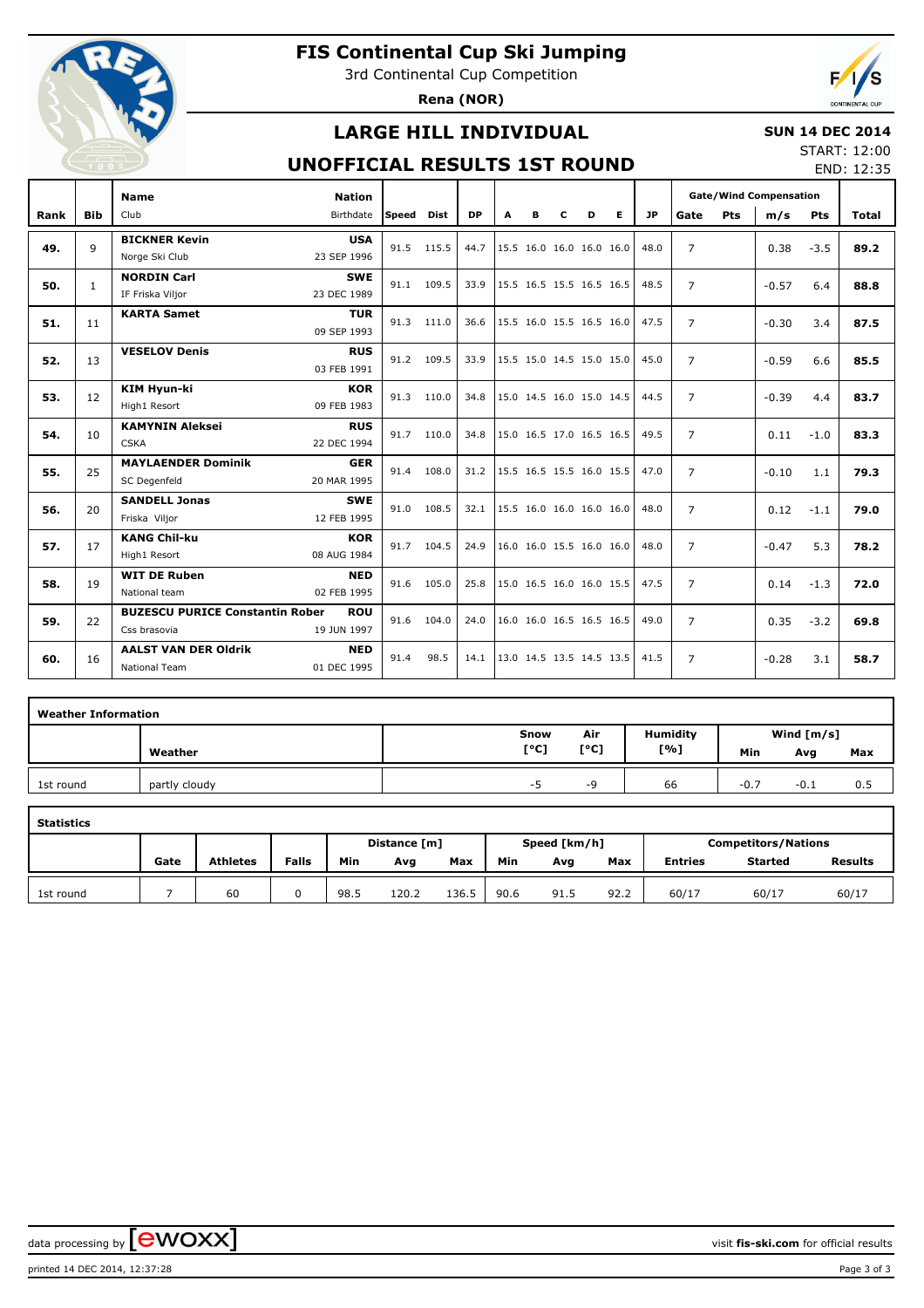# FIS Continental Cup Ski Jumping

3rd Continental Cup Competition

**Rena (NOR)**

## LARGE HILL INDIVIDUAL

**SUN 14 DEC 2014**

START: 12:00

END: 12:35

## UNOFFICIAL RESULTS 1ST ROUND

| Rank | Bib | Name / Club | Nation / Birthdate | Speed | Dist | DP | A | B | C | D | E | JP | Gate | Pts | m/s | Pts | Total |
|---|---|---|---|---|---|---|---|---|---|---|---|---|---|---|---|---|---|
| 49. | 9 | **BICKNER Kevin** Norge Ski Club | **USA** 23 SEP 1996 | 91.5 | 115.5 | 44.7 | 15.5 | 16.0 | 16.0 | 16.0 | 16.0 | 48.0 | 7 | | 0.38 | -3.5 | **89.2** |
| 50. | 1 | **NORDIN Carl** IF Friska Viljor | **SWE** 23 DEC 1989 | 91.1 | 109.5 | 33.9 | 15.5 | 16.5 | 15.5 | 16.5 | 16.5 | 48.5 | 7 | | -0.57 | 6.4 | **88.8** |
| 51. | 11 | **KARTA Samet** | **TUR** 09 SEP 1993 | 91.3 | 111.0 | 36.6 | 15.5 | 16.0 | 15.5 | 16.5 | 16.0 | 47.5 | 7 | | -0.30 | 3.4 | **87.5** |
| 52. | 13 | **VESELOV Denis** | **RUS** 03 FEB 1991 | 91.2 | 109.5 | 33.9 | 15.5 | 15.0 | 14.5 | 15.0 | 15.0 | 45.0 | 7 | | -0.59 | 6.6 | **85.5** |
| 53. | 12 | **KIM Hyun-ki** High1 Resort | **KOR** 09 FEB 1983 | 91.3 | 110.0 | 34.8 | 15.0 | 14.5 | 16.0 | 15.0 | 14.5 | 44.5 | 7 | | -0.39 | 4.4 | **83.7** |
| 54. | 10 | **KAMYNIN Aleksei** CSKA | **RUS** 22 DEC 1994 | 91.7 | 110.0 | 34.8 | 15.0 | 16.5 | 17.0 | 16.5 | 16.5 | 49.5 | 7 | | 0.11 | -1.0 | **83.3** |
| 55. | 25 | **MAYLAENDER Dominik** SC Degenfeld | **GER** 20 MAR 1995 | 91.4 | 108.0 | 31.2 | 15.5 | 16.5 | 15.5 | 16.0 | 15.5 | 47.0 | 7 | | -0.10 | 1.1 | **79.3** |
| 56. | 20 | **SANDELL Jonas** Friska Viljor | **SWE** 12 FEB 1995 | 91.0 | 108.5 | 32.1 | 15.5 | 16.0 | 16.0 | 16.0 | 16.0 | 48.0 | 7 | | 0.12 | -1.1 | **79.0** |
| 57. | 17 | **KANG Chil-ku** High1 Resort | **KOR** 08 AUG 1984 | 91.7 | 104.5 | 24.9 | 16.0 | 16.0 | 15.5 | 16.0 | 16.0 | 48.0 | 7 | | -0.47 | 5.3 | **78.2** |
| 58. | 19 | **WIT DE Ruben** National team | **NED** 02 FEB 1995 | 91.6 | 105.0 | 25.8 | 15.0 | 16.5 | 16.0 | 16.0 | 15.5 | 47.5 | 7 | | 0.14 | -1.3 | **72.0** |
| 59. | 22 | **BUZESCU PURICE Constantin Rober** Css brasovia | **ROU** 19 JUN 1997 | 91.6 | 104.0 | 24.0 | 16.0 | 16.0 | 16.5 | 16.5 | 16.5 | 49.0 | 7 | | 0.35 | -3.2 | **69.8** |
| 60. | 16 | **AALST VAN DER Oldrik** National Team | **NED** 01 DEC 1995 | 91.4 | 98.5 | 14.1 | 13.0 | 14.5 | 13.5 | 14.5 | 13.5 | 41.5 | 7 | | -0.28 | 3.1 | **58.7** |

Gate/Wind Compensation: Gate, Pts, m/s, Pts

### Weather Information

| | Weather | Snow [°C] | Air [°C] | Humidity [%] | Wind [m/s] Min | Avg | Max |
|---|---|---|---|---|---|---|---|
| 1st round | partly cloudy | -5 | -9 | 66 | -0.7 | -0.1 | 0.5 |

### Statistics

| | Gate | Athletes | Falls | Distance [m] Min | Avg | Max | Speed [km/h] Min | Avg | Max | Competitors/Nations Entries | Started | Results |
|---|---|---|---|---|---|---|---|---|---|---|---|---|
| 1st round | 7 | 60 | 0 | 98.5 | 120.2 | 136.5 | 90.6 | 91.5 | 92.2 | 60/17 | 60/17 | 60/17 |

data processing by ewoxx

visit **fis-ski.com** for official results

printed 14 DEC 2014, 12:37:28